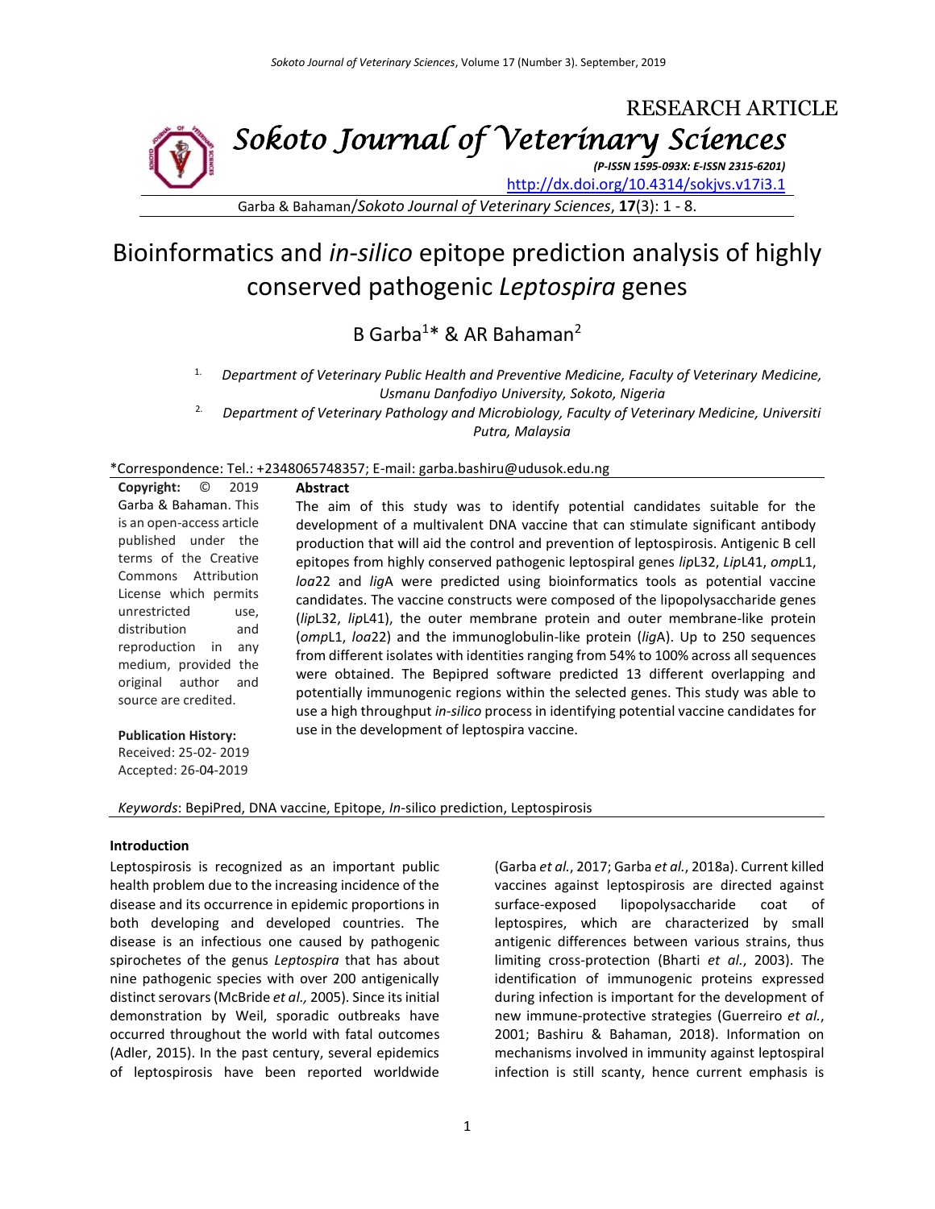RESEARCH ARTICLE

**Sokoto Journal of Veterinary Sciences**

*(P-ISSN 1595-093X: E-ISSN 2315-6201)*

http://dx.doi.org/10.4314/sokjvs.v17i3.1

Garba & Bahaman/*Sokoto Journal of Veterinary Sciences*, **17**(3): 1 - 8.

# Bioinformatics and *in-silico* epitope prediction analysis of highly conserved pathogenic *Leptospira* genes

B Garba[1]* & AR Bahaman[2]

1. *Department of Veterinary Public Health and Preventive Medicine, Faculty of Veterinary Medicine, Usmanu Danfodiyo University, Sokoto, Nigeria*
2. *Department of Veterinary Pathology and Microbiology, Faculty of Veterinary Medicine, Universiti Putra, Malaysia*

*Correspondence: Tel.: +2348065748357; E-mail: garba.bashiru@udusok.edu.ng

**Copyright:** © 2019 Garba & Bahaman. This is an open-access article published under the terms of the Creative Commons Attribution License which permits unrestricted use, distribution and reproduction in any medium, provided the original author and source are credited.

**Publication History:**
Received: 25-02- 2019
Accepted: 26-04-2019

## Abstract

The aim of this study was to identify potential candidates suitable for the development of a multivalent DNA vaccine that can stimulate significant antibody production that will aid the control and prevention of leptospirosis. Antigenic B cell epitopes from highly conserved pathogenic leptospiral genes *lip*L32, *Lip*L41, *omp*L1, *loa*22 and *lig*A were predicted using bioinformatics tools as potential vaccine candidates. The vaccine constructs were composed of the lipopolysaccharide genes (*lip*L32, *lip*L41), the outer membrane protein and outer membrane-like protein (*omp*L1, *loa*22) and the immunoglobulin-like protein (*lig*A). Up to 250 sequences from different isolates with identities ranging from 54% to 100% across all sequences were obtained. The Bepipred software predicted 13 different overlapping and potentially immunogenic regions within the selected genes. This study was able to use a high throughput *in-silico* process in identifying potential vaccine candidates for use in the development of leptospira vaccine.

*Keywords*: BepiPred, DNA vaccine, Epitope, *In*-silico prediction, Leptospirosis

## Introduction

Leptospirosis is recognized as an important public health problem due to the increasing incidence of the disease and its occurrence in epidemic proportions in both developing and developed countries. The disease is an infectious one caused by pathogenic spirochetes of the genus *Leptospira* that has about nine pathogenic species with over 200 antigenically distinct serovars (McBride *et al.,* 2005). Since its initial demonstration by Weil, sporadic outbreaks have occurred throughout the world with fatal outcomes (Adler, 2015). In the past century, several epidemics of leptospirosis have been reported worldwide (Garba *et al.*, 2017; Garba *et al.*, 2018a). Current killed vaccines against leptospirosis are directed against surface-exposed lipopolysaccharide coat of leptospires, which are characterized by small antigenic differences between various strains, thus limiting cross-protection (Bharti *et al.*, 2003). The identification of immunogenic proteins expressed during infection is important for the development of new immune-protective strategies (Guerreiro *et al.*, 2001; Bashiru & Bahaman, 2018). Information on mechanisms involved in immunity against leptospiral infection is still scanty, hence current emphasis is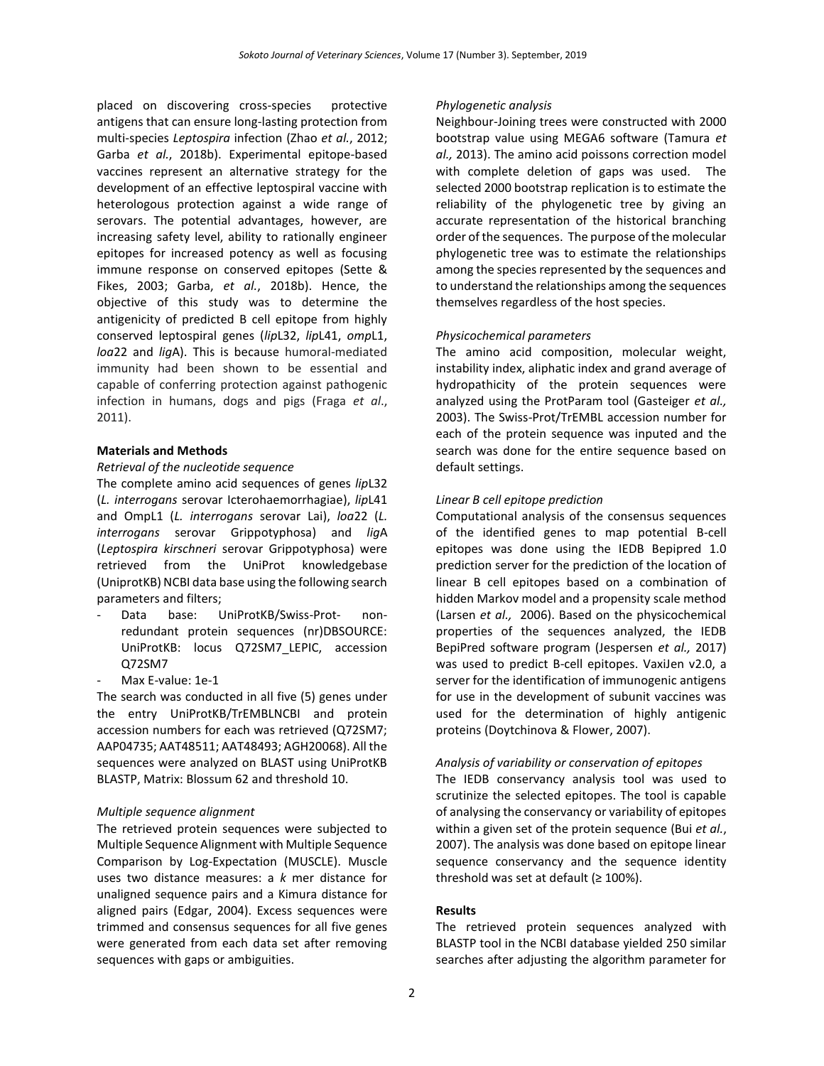placed on discovering cross-species protective antigens that can ensure long-lasting protection from multi-species *Leptospira* infection (Zhao *et al.*, 2012; Garba *et al.*, 2018b). Experimental epitope-based vaccines represent an alternative strategy for the development of an effective leptospiral vaccine with heterologous protection against a wide range of serovars. The potential advantages, however, are increasing safety level, ability to rationally engineer epitopes for increased potency as well as focusing immune response on conserved epitopes (Sette & Fikes, 2003; Garba, *et al.*, 2018b). Hence, the objective of this study was to determine the antigenicity of predicted B cell epitope from highly conserved leptospiral genes (*lip*L32, *lip*L41, *omp*L1, *loa*22 and *lig*A). This is because humoral-mediated immunity had been shown to be essential and capable of conferring protection against pathogenic infection in humans, dogs and pigs (Fraga *et al*., 2011).

## Materials and Methods

*Retrieval of the nucleotide sequence*

The complete amino acid sequences of genes *lip*L32 (*L. interrogans* serovar Icterohaemorrhagiae), *lip*L41 and OmpL1 (*L. interrogans* serovar Lai), *loa*22 (*L. interrogans* serovar Grippotyphosa) and *lig*A (*Leptospira kirschneri* serovar Grippotyphosa) were retrieved from the UniProt knowledgebase (UniprotKB) NCBI data base using the following search parameters and filters;

- Data base: UniProtKB/Swiss-Prot- non-redundant protein sequences (nr)DBSOURCE: UniProtKB: locus Q72SM7_LEPIC, accession Q72SM7
- Max E-value: 1e-1

The search was conducted in all five (5) genes under the entry UniProtKB/TrEMBLNCBI and protein accession numbers for each was retrieved (Q72SM7; AAP04735; AAT48511; AAT48493; AGH20068). All the sequences were analyzed on BLAST using UniProtKB BLASTP, Matrix: Blossum 62 and threshold 10.

*Multiple sequence alignment*

The retrieved protein sequences were subjected to Multiple Sequence Alignment with Multiple Sequence Comparison by Log-Expectation (MUSCLE). Muscle uses two distance measures: a *k* mer distance for unaligned sequence pairs and a Kimura distance for aligned pairs (Edgar, 2004). Excess sequences were trimmed and consensus sequences for all five genes were generated from each data set after removing sequences with gaps or ambiguities.

*Phylogenetic analysis*

Neighbour-Joining trees were constructed with 2000 bootstrap value using MEGA6 software (Tamura *et al.,* 2013). The amino acid poissons correction model with complete deletion of gaps was used. The selected 2000 bootstrap replication is to estimate the reliability of the phylogenetic tree by giving an accurate representation of the historical branching order of the sequences. The purpose of the molecular phylogenetic tree was to estimate the relationships among the species represented by the sequences and to understand the relationships among the sequences themselves regardless of the host species.

*Physicochemical parameters*

The amino acid composition, molecular weight, instability index, aliphatic index and grand average of hydropathicity of the protein sequences were analyzed using the ProtParam tool (Gasteiger *et al.,* 2003). The Swiss-Prot/TrEMBL accession number for each of the protein sequence was inputed and the search was done for the entire sequence based on default settings.

*Linear B cell epitope prediction*

Computational analysis of the consensus sequences of the identified genes to map potential B-cell epitopes was done using the IEDB Bepipred 1.0 prediction server for the prediction of the location of linear B cell epitopes based on a combination of hidden Markov model and a propensity scale method (Larsen *et al.,* 2006). Based on the physicochemical properties of the sequences analyzed, the IEDB BepiPred software program (Jespersen *et al.,* 2017) was used to predict B-cell epitopes. VaxiJen v2.0, a server for the identification of immunogenic antigens for use in the development of subunit vaccines was used for the determination of highly antigenic proteins (Doytchinova & Flower, 2007).

*Analysis of variability or conservation of epitopes*

The IEDB conservancy analysis tool was used to scrutinize the selected epitopes. The tool is capable of analysing the conservancy or variability of epitopes within a given set of the protein sequence (Bui *et al.*, 2007). The analysis was done based on epitope linear sequence conservancy and the sequence identity threshold was set at default (≥ 100%).

## Results

The retrieved protein sequences analyzed with BLASTP tool in the NCBI database yielded 250 similar searches after adjusting the algorithm parameter for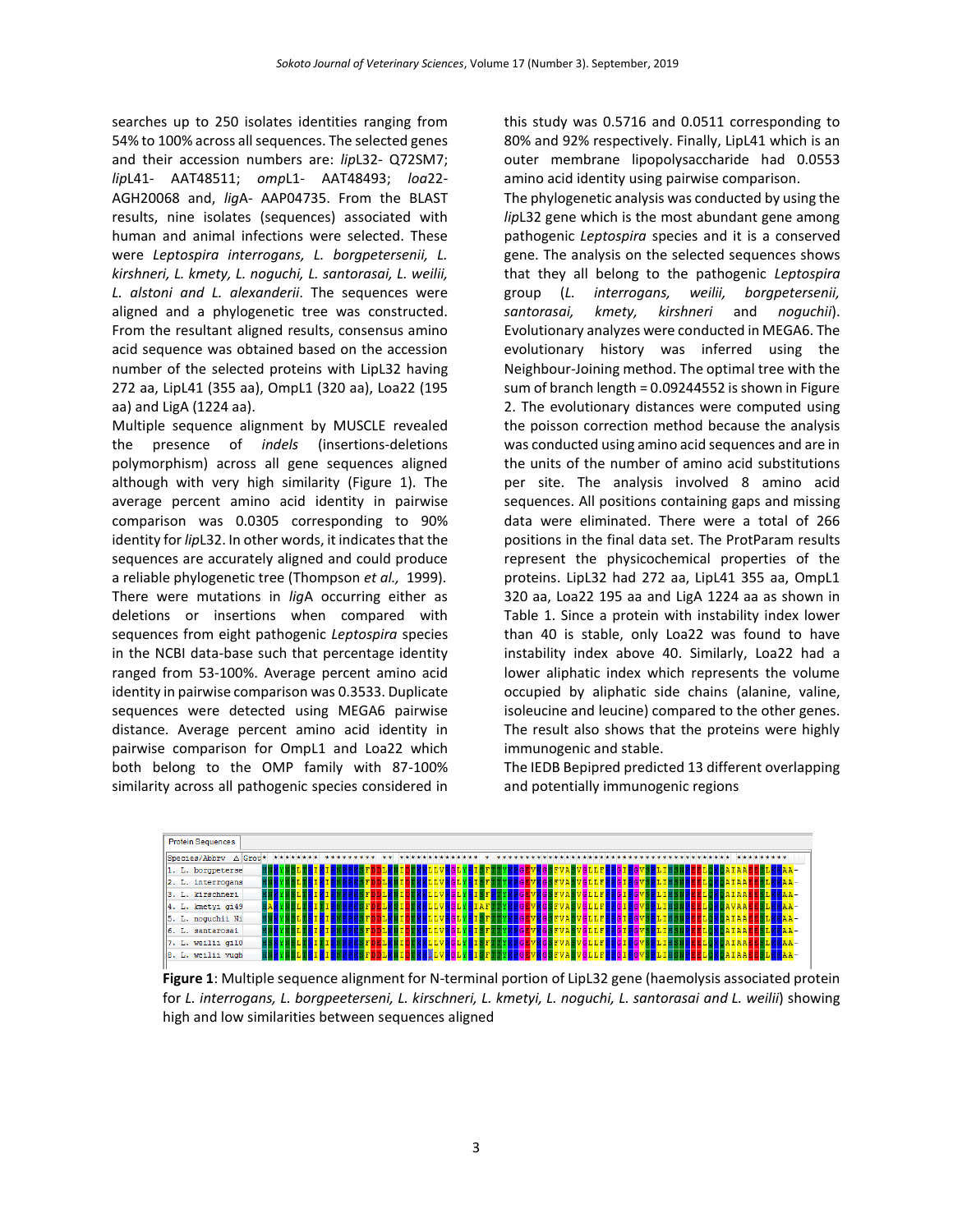searches up to 250 isolates identities ranging from 54% to 100% across all sequences. The selected genes and their accession numbers are: *lip*L32- Q72SM7; *lip*L41- AAT48511; *omp*L1- AAT48493; *loa*22- AGH20068 and, *lig*A- AAP04735. From the BLAST results, nine isolates (sequences) associated with human and animal infections were selected. These were *Leptospira interrogans, L. borgpetersenii, L. kirshneri, L. kmety, L. noguchi, L. santorasai, L. weilii, L. alstoni and L. alexanderii*. The sequences were aligned and a phylogenetic tree was constructed. From the resultant aligned results, consensus amino acid sequence was obtained based on the accession number of the selected proteins with LipL32 having 272 aa, LipL41 (355 aa), OmpL1 (320 aa), Loa22 (195 aa) and LigA (1224 aa).

Multiple sequence alignment by MUSCLE revealed the presence of *indels* (insertions-deletions polymorphism) across all gene sequences aligned although with very high similarity (Figure 1). The average percent amino acid identity in pairwise comparison was 0.0305 corresponding to 90% identity for *lip*L32. In other words, it indicates that the sequences are accurately aligned and could produce a reliable phylogenetic tree (Thompson *et al.,* 1999). There were mutations in *lig*A occurring either as deletions or insertions when compared with sequences from eight pathogenic *Leptospira* species in the NCBI data-base such that percentage identity ranged from 53-100%. Average percent amino acid identity in pairwise comparison was 0.3533. Duplicate sequences were detected using MEGA6 pairwise distance. Average percent amino acid identity in pairwise comparison for OmpL1 and Loa22 which both belong to the OMP family with 87-100% similarity across all pathogenic species considered in this study was 0.5716 and 0.0511 corresponding to 80% and 92% respectively. Finally, LipL41 which is an outer membrane lipopolysaccharide had 0.0553 amino acid identity using pairwise comparison.

The phylogenetic analysis was conducted by using the *lip*L32 gene which is the most abundant gene among pathogenic *Leptospira* species and it is a conserved gene. The analysis on the selected sequences shows that they all belong to the pathogenic *Leptospira* group (*L. interrogans, weilii, borgpetersenii, santorasai, kmety, kirshneri* and *noguchii*). Evolutionary analyzes were conducted in MEGA6. The evolutionary history was inferred using the Neighbour-Joining method. The optimal tree with the sum of branch length = 0.09244552 is shown in Figure 2. The evolutionary distances were computed using the poisson correction method because the analysis was conducted using amino acid sequences and are in the units of the number of amino acid substitutions per site. The analysis involved 8 amino acid sequences. All positions containing gaps and missing data were eliminated. There were a total of 266 positions in the final data set. The ProtParam results represent the physicochemical properties of the proteins. LipL32 had 272 aa, LipL41 355 aa, OmpL1 320 aa, Loa22 195 aa and LigA 1224 aa as shown in Table 1. Since a protein with instability index lower than 40 is stable, only Loa22 was found to have instability index above 40. Similarly, Loa22 had a lower aliphatic index which represents the volume occupied by aliphatic side chains (alanine, valine, isoleucine and leucine) compared to the other genes. The result also shows that the proteins were highly immunogenic and stable.

The IEDB Bepipred predicted 13 different overlapping and potentially immunogenic regions

**Figure 1**: Multiple sequence alignment for N-terminal portion of LipL32 gene (haemolysis associated protein for *L. interrogans, L. borgpeeterseni, L. kirschneri, L. kmetyi, L. noguchi, L. santorasai and L. weilii*) showing high and low similarities between sequences aligned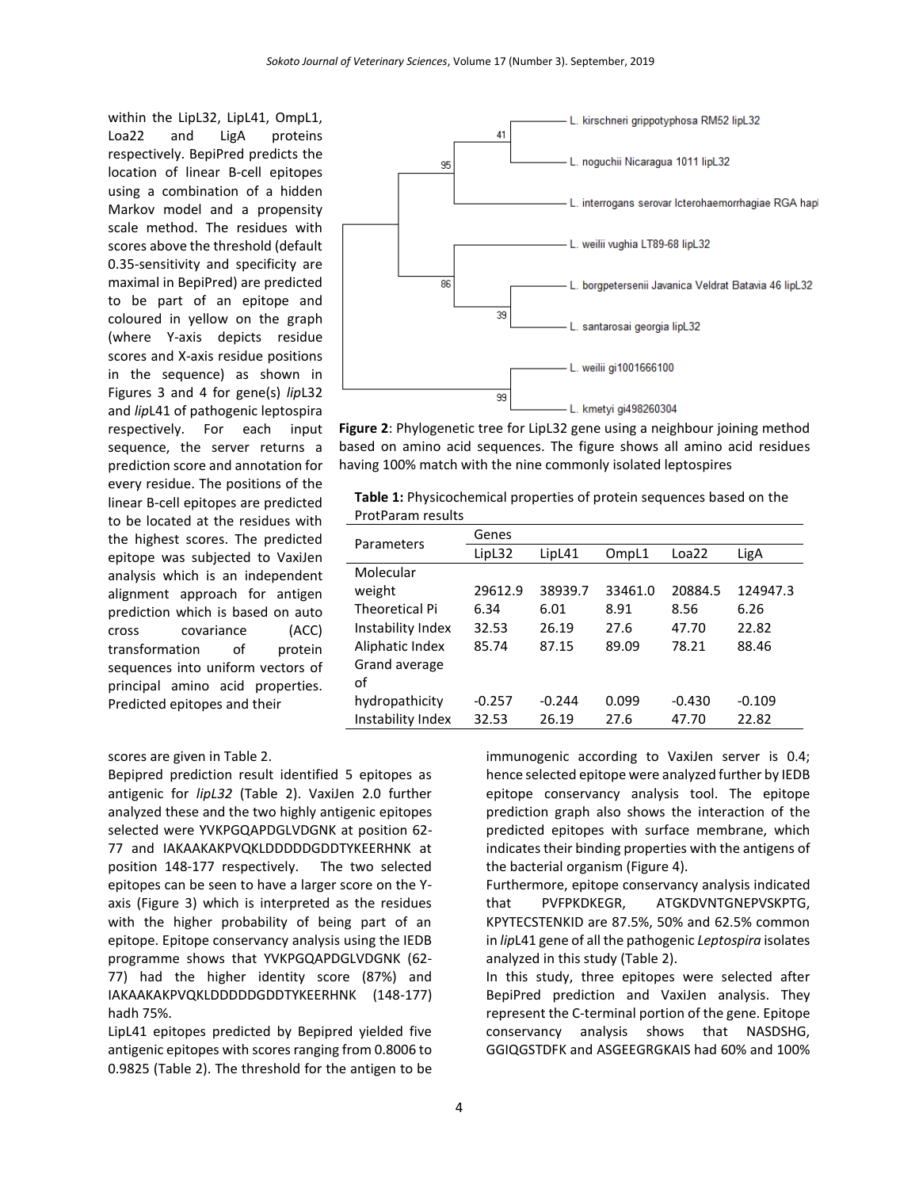within the LipL32, LipL41, OmpL1, Loa22 and LigA proteins respectively. BepiPred predicts the location of linear B-cell epitopes using a combination of a hidden Markov model and a propensity scale method. The residues with scores above the threshold (default 0.35-sensitivity and specificity are maximal in BepiPred) are predicted to be part of an epitope and coloured in yellow on the graph (where Y-axis depicts residue scores and X-axis residue positions in the sequence) as shown in Figures 3 and 4 for gene(s) *lip*L32 and *lip*L41 of pathogenic leptospira respectively. For each input sequence, the server returns a prediction score and annotation for every residue. The positions of the linear B-cell epitopes are predicted to be located at the residues with the highest scores. The predicted epitope was subjected to VaxiJen analysis which is an independent alignment approach for antigen prediction which is based on auto cross covariance (ACC) transformation of protein sequences into uniform vectors of principal amino acid properties. Predicted epitopes and their

Figure 2: Phylogenetic tree for LipL32 gene using a neighbour joining method based on amino acid sequences. The figure shows all amino acid residues having 100% match with the nine commonly isolated leptospires

**Table 1:** Physicochemical properties of protein sequences based on the ProtParam results

| Parameters | Genes | | | | |
|---|---|---|---|---|---|
| | LipL32 | LipL41 | OmpL1 | Loa22 | LigA |
| Molecular weight | 29612.9 | 38939.7 | 33461.0 | 20884.5 | 124947.3 |
| Theoretical Pi | 6.34 | 6.01 | 8.91 | 8.56 | 6.26 |
| Instability Index | 32.53 | 26.19 | 27.6 | 47.70 | 22.82 |
| Aliphatic Index | 85.74 | 87.15 | 89.09 | 78.21 | 88.46 |
| Grand average of hydropathicity | -0.257 | -0.244 | 0.099 | -0.430 | -0.109 |
| Instability Index | 32.53 | 26.19 | 27.6 | 47.70 | 22.82 |

scores are given in Table 2.

Bepipred prediction result identified 5 epitopes as antigenic for *lipL32* (Table 2). VaxiJen 2.0 further analyzed these and the two highly antigenic epitopes selected were YVKPGQAPDGLVDGNK at position 62-77 and IAKAAKAKPVQKLDDDDDGDDTYKEERHNK at position 148-177 respectively. The two selected epitopes can be seen to have a larger score on the Y-axis (Figure 3) which is interpreted as the residues with the higher probability of being part of an epitope. Epitope conservancy analysis using the IEDB programme shows that YVKPGQAPDGLVDGNK (62-77) had the higher identity score (87%) and IAKAAKAKPVQKLDDDDDGDDTYKEERHNK (148-177) hadh 75%.

LipL41 epitopes predicted by Bepipred yielded five antigenic epitopes with scores ranging from 0.8006 to 0.9825 (Table 2). The threshold for the antigen to be immunogenic according to VaxiJen server is 0.4; hence selected epitope were analyzed further by IEDB epitope conservancy analysis tool. The epitope prediction graph also shows the interaction of the predicted epitopes with surface membrane, which indicates their binding properties with the antigens of the bacterial organism (Figure 4).

Furthermore, epitope conservancy analysis indicated that PVFPKDKEGR, ATGKDVNTGNEPVSKPTG, KPYTECSTENKID are 87.5%, 50% and 62.5% common in *lip*L41 gene of all the pathogenic *Leptospira* isolates analyzed in this study (Table 2).

In this study, three epitopes were selected after BepiPred prediction and VaxiJen analysis. They represent the C-terminal portion of the gene. Epitope conservancy analysis shows that NASDSHG, GGIQGSTDFK and ASGEEGRGKAIS had 60% and 100%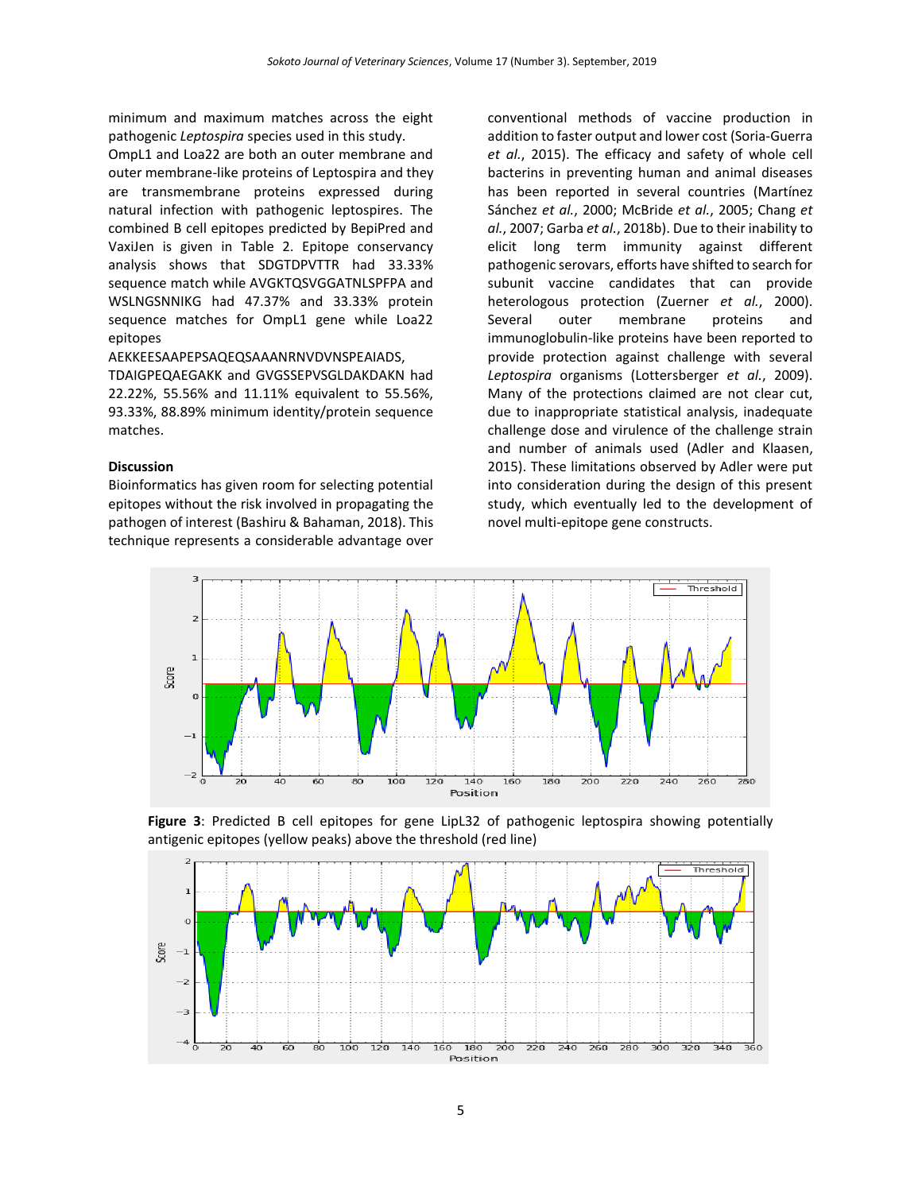minimum and maximum matches across the eight pathogenic *Leptospira* species used in this study.

OmpL1 and Loa22 are both an outer membrane and outer membrane-like proteins of Leptospira and they are transmembrane proteins expressed during natural infection with pathogenic leptospires. The combined B cell epitopes predicted by BepiPred and VaxiJen is given in Table 2. Epitope conservancy analysis shows that SDGTDPVTTR had 33.33% sequence match while AVGKTQSVGGATNLSPFPA and WSLNGSNNIKG had 47.37% and 33.33% protein sequence matches for OmpL1 gene while Loa22 epitopes AEKKEESAAPEPSAQEQSAAANRNVDVNSPEAIADS, TDAIGPEQAEGAKK and GVGSSEPVSGLDAKDAKN had 22.22%, 55.56% and 11.11% equivalent to 55.56%, 93.33%, 88.89% minimum identity/protein sequence matches.

## Discussion

Bioinformatics has given room for selecting potential epitopes without the risk involved in propagating the pathogen of interest (Bashiru & Bahaman, 2018). This technique represents a considerable advantage over conventional methods of vaccine production in addition to faster output and lower cost (Soria-Guerra *et al.*, 2015). The efficacy and safety of whole cell bacterins in preventing human and animal diseases has been reported in several countries (Martínez Sánchez *et al.*, 2000; McBride *et al.*, 2005; Chang *et al.*, 2007; Garba *et al.*, 2018b). Due to their inability to elicit long term immunity against different pathogenic serovars, efforts have shifted to search for subunit vaccine candidates that can provide heterologous protection (Zuerner *et al.*, 2000). Several outer membrane proteins and immunoglobulin-like proteins have been reported to provide protection against challenge with several *Leptospira* organisms (Lottersberger *et al.*, 2009). Many of the protections claimed are not clear cut, due to inappropriate statistical analysis, inadequate challenge dose and virulence of the challenge strain and number of animals used (Adler and Klaasen, 2015). These limitations observed by Adler were put into consideration during the design of this present study, which eventually led to the development of novel multi-epitope gene constructs.

**Figure 3**: Predicted B cell epitopes for gene LipL32 of pathogenic leptospira showing potentially antigenic epitopes (yellow peaks) above the threshold (red line)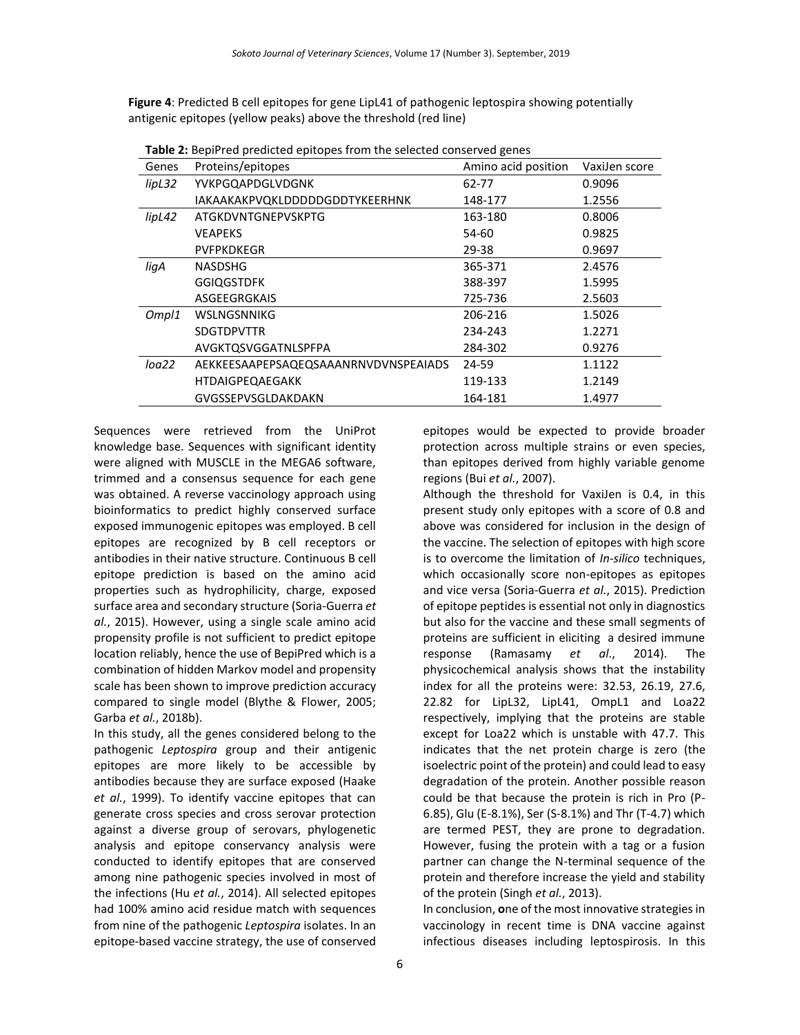**Figure 4**: Predicted B cell epitopes for gene LipL41 of pathogenic leptospira showing potentially antigenic epitopes (yellow peaks) above the threshold (red line)

**Table 2:** BepiPred predicted epitopes from the selected conserved genes

| Genes | Proteins/epitopes | Amino acid position | VaxiJen score |
|---|---|---|---|
| *lipL32* | YVKPGQAPDGLVDGNK | 62-77 | 0.9096 |
| | IAKAAKAKPVQKLDDDDDGDDTYKEERHNK | 148-177 | 1.2556 |
| *lipL42* | ATGKDVNTGNEPVSKPTG | 163-180 | 0.8006 |
| | VEAPEKS | 54-60 | 0.9825 |
| | PVFPKDKEGR | 29-38 | 0.9697 |
| *ligA* | NASDSHG | 365-371 | 2.4576 |
| | GGIQGSTDFK | 388-397 | 1.5995 |
| | ASGEEGRGKAIS | 725-736 | 2.5603 |
| *Ompl1* | WSLNGSNNIKG | 206-216 | 1.5026 |
| | SDGTDPVTTR | 234-243 | 1.2271 |
| | AVGKTQSVGGATNLSPFPA | 284-302 | 0.9276 |
| *loa22* | AEKKEESAAPEPSAQEQSAAANRNVDVNSPEAIADS | 24-59 | 1.1122 |
| | HTDAIGPEQAEGAKK | 119-133 | 1.2149 |
| | GVGSSEPVSGLDAKDAKN | 164-181 | 1.4977 |

Sequences were retrieved from the UniProt knowledge base. Sequences with significant identity were aligned with MUSCLE in the MEGA6 software, trimmed and a consensus sequence for each gene was obtained. A reverse vaccinology approach using bioinformatics to predict highly conserved surface exposed immunogenic epitopes was employed. B cell epitopes are recognized by B cell receptors or antibodies in their native structure. Continuous B cell epitope prediction is based on the amino acid properties such as hydrophilicity, charge, exposed surface area and secondary structure (Soria-Guerra *et al.*, 2015). However, using a single scale amino acid propensity profile is not sufficient to predict epitope location reliably, hence the use of BepiPred which is a combination of hidden Markov model and propensity scale has been shown to improve prediction accuracy compared to single model (Blythe & Flower, 2005; Garba *et al.*, 2018b).

In this study, all the genes considered belong to the pathogenic *Leptospira* group and their antigenic epitopes are more likely to be accessible by antibodies because they are surface exposed (Haake *et al.*, 1999). To identify vaccine epitopes that can generate cross species and cross serovar protection against a diverse group of serovars, phylogenetic analysis and epitope conservancy analysis were conducted to identify epitopes that are conserved among nine pathogenic species involved in most of the infections (Hu *et al.*, 2014). All selected epitopes had 100% amino acid residue match with sequences from nine of the pathogenic *Leptospira* isolates. In an epitope-based vaccine strategy, the use of conserved epitopes would be expected to provide broader protection across multiple strains or even species, than epitopes derived from highly variable genome regions (Bui *et al.*, 2007).

Although the threshold for VaxiJen is 0.4, in this present study only epitopes with a score of 0.8 and above was considered for inclusion in the design of the vaccine. The selection of epitopes with high score is to overcome the limitation of *In-silico* techniques, which occasionally score non-epitopes as epitopes and vice versa (Soria-Guerra *et al.*, 2015). Prediction of epitope peptides is essential not only in diagnostics but also for the vaccine and these small segments of proteins are sufficient in eliciting a desired immune response (Ramasamy *et al*., 2014). The physicochemical analysis shows that the instability index for all the proteins were: 32.53, 26.19, 27.6, 22.82 for LipL32, LipL41, OmpL1 and Loa22 respectively, implying that the proteins are stable except for Loa22 which is unstable with 47.7. This indicates that the net protein charge is zero (the isoelectric point of the protein) and could lead to easy degradation of the protein. Another possible reason could be that because the protein is rich in Pro (P-6.85), Glu (E-8.1%), Ser (S-8.1%) and Thr (T-4.7) which are termed PEST, they are prone to degradation. However, fusing the protein with a tag or a fusion partner can change the N-terminal sequence of the protein and therefore increase the yield and stability of the protein (Singh *et al.*, 2013).

In conclusion, **o**ne of the most innovative strategies in vaccinology in recent time is DNA vaccine against infectious diseases including leptospirosis. In this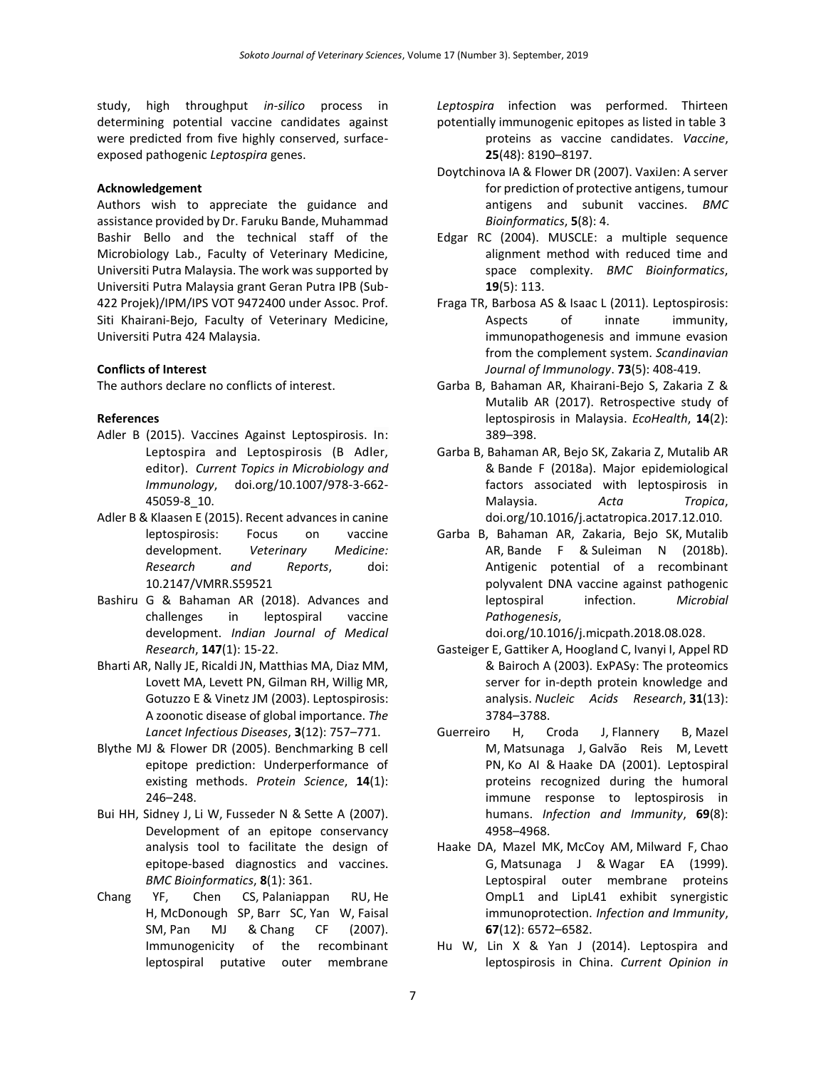study, high throughput *in-silico* process in determining potential vaccine candidates against were predicted from five highly conserved, surface-exposed pathogenic *Leptospira* genes.

**Acknowledgement**

Authors wish to appreciate the guidance and assistance provided by Dr. Faruku Bande, Muhammad Bashir Bello and the technical staff of the Microbiology Lab., Faculty of Veterinary Medicine, Universiti Putra Malaysia. The work was supported by Universiti Putra Malaysia grant Geran Putra IPB (Sub-422 Projek)/IPM/IPS VOT 9472400 under Assoc. Prof. Siti Khairani-Bejo, Faculty of Veterinary Medicine, Universiti Putra 424 Malaysia.

**Conflicts of Interest**

The authors declare no conflicts of interest.

**References**

Adler B (2015). Vaccines Against Leptospirosis. In: Leptospira and Leptospirosis (B Adler, editor). *Current Topics in Microbiology and Immunology*, doi.org/10.1007/978-3-662-45059-8_10.

Adler B & Klaasen E (2015). Recent advances in canine leptospirosis: Focus on vaccine development. *Veterinary Medicine: Research and Reports*, doi: 10.2147/VMRR.S59521

Bashiru G & Bahaman AR (2018). Advances and challenges in leptospiral vaccine development. *Indian Journal of Medical Research*, **147**(1): 15-22.

Bharti AR, Nally JE, Ricaldi JN, Matthias MA, Diaz MM, Lovett MA, Levett PN, Gilman RH, Willig MR, Gotuzzo E & Vinetz JM (2003). Leptospirosis: A zoonotic disease of global importance. *The Lancet Infectious Diseases*, **3**(12): 757–771.

Blythe MJ & Flower DR (2005). Benchmarking B cell epitope prediction: Underperformance of existing methods. *Protein Science*, **14**(1): 246–248.

Bui HH, Sidney J, Li W, Fusseder N & Sette A (2007). Development of an epitope conservancy analysis tool to facilitate the design of epitope-based diagnostics and vaccines. *BMC Bioinformatics*, **8**(1): 361.

Chang YF, Chen CS, Palaniappan RU, He H, McDonough SP, Barr SC, Yan W, Faisal SM, Pan MJ & Chang CF (2007). Immunogenicity of the recombinant leptospiral putative outer membrane

*Leptospira* infection was performed. Thirteen potentially immunogenic epitopes as listed in table 3 proteins as vaccine candidates. *Vaccine*, **25**(48): 8190–8197.

Doytchinova IA & Flower DR (2007). VaxiJen: A server for prediction of protective antigens, tumour antigens and subunit vaccines. *BMC Bioinformatics*, **5**(8): 4.

Edgar RC (2004). MUSCLE: a multiple sequence alignment method with reduced time and space complexity. *BMC Bioinformatics*, **19**(5): 113.

Fraga TR, Barbosa AS & Isaac L (2011). Leptospirosis: Aspects of innate immunity, immunopathogenesis and immune evasion from the complement system. *Scandinavian Journal of Immunology*. **73**(5): 408-419.

Garba B, Bahaman AR, Khairani-Bejo S, Zakaria Z & Mutalib AR (2017). Retrospective study of leptospirosis in Malaysia. *EcoHealth*, **14**(2): 389–398.

Garba B, Bahaman AR, Bejo SK, Zakaria Z, Mutalib AR & Bande F (2018a). Major epidemiological factors associated with leptospirosis in Malaysia. *Acta Tropica*, doi.org/10.1016/j.actatropica.2017.12.010.

Garba B, Bahaman AR, Zakaria, Bejo SK, Mutalib AR, Bande F & Suleiman N (2018b). Antigenic potential of a recombinant polyvalent DNA vaccine against pathogenic leptospiral infection. *Microbial Pathogenesis*, doi.org/10.1016/j.micpath.2018.08.028.

Gasteiger E, Gattiker A, Hoogland C, Ivanyi I, Appel RD & Bairoch A (2003). ExPASy: The proteomics server for in-depth protein knowledge and analysis. *Nucleic Acids Research*, **31**(13): 3784–3788.

Guerreiro H, Croda J, Flannery B, Mazel M, Matsunaga J, Galvão Reis M, Levett PN, Ko AI & Haake DA (2001). Leptospiral proteins recognized during the humoral immune response to leptospirosis in humans. *Infection and Immunity*, **69**(8): 4958–4968.

Haake DA, Mazel MK, McCoy AM, Milward F, Chao G, Matsunaga J & Wagar EA (1999). Leptospiral outer membrane proteins OmpL1 and LipL41 exhibit synergistic immunoprotection. *Infection and Immunity*, **67**(12): 6572–6582.

Hu W, Lin X & Yan J (2014). Leptospira and leptospirosis in China. *Current Opinion in*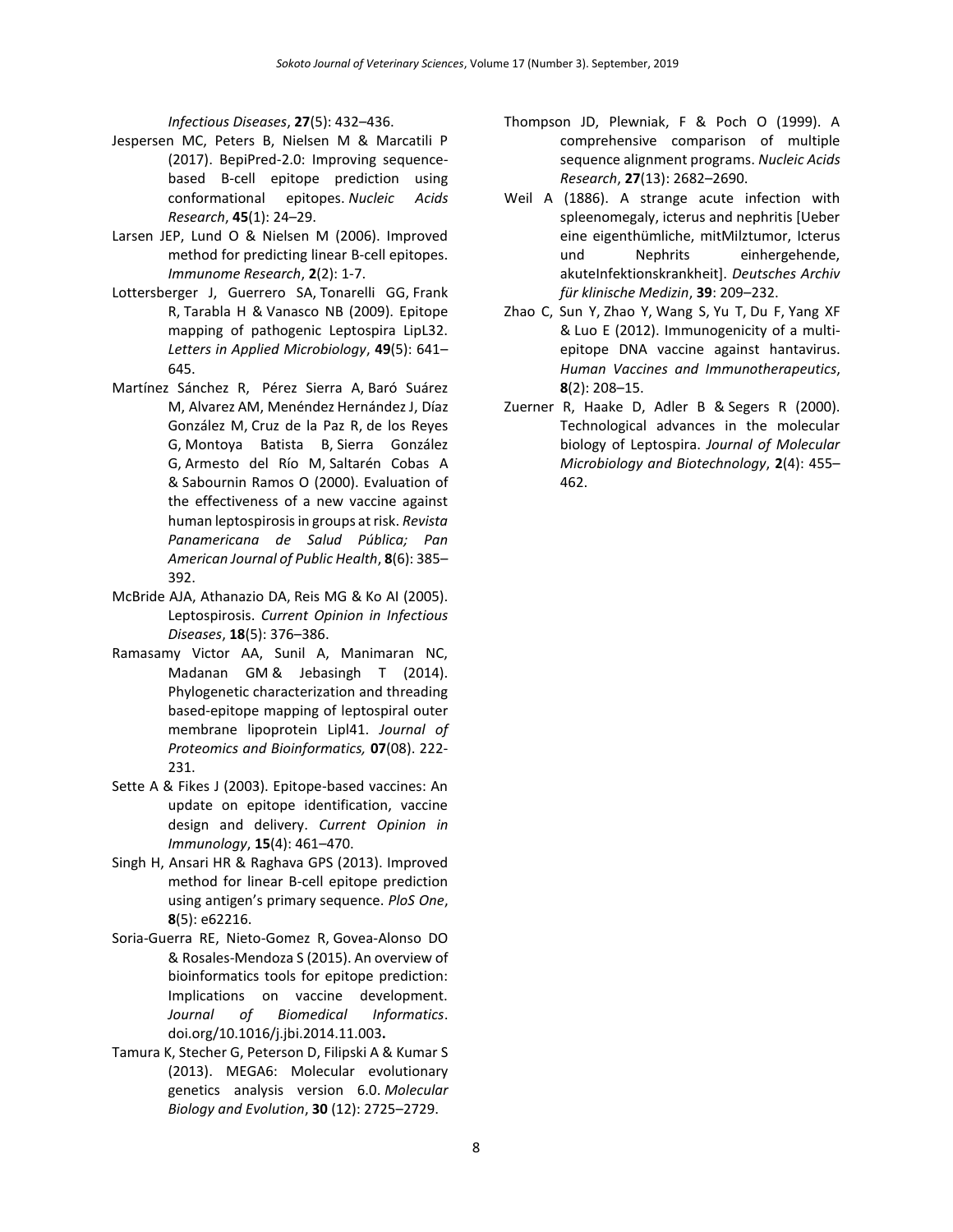*Infectious Diseases*, **27**(5): 432–436.

Jespersen MC, Peters B, Nielsen M & Marcatili P (2017). BepiPred-2.0: Improving sequence-based B-cell epitope prediction using conformational epitopes. *Nucleic Acids Research*, **45**(1): 24–29.

Larsen JEP, Lund O & Nielsen M (2006). Improved method for predicting linear B-cell epitopes. *Immunome Research*, **2**(2): 1-7.

Lottersberger J, Guerrero SA, Tonarelli GG, Frank R, Tarabla H & Vanasco NB (2009). Epitope mapping of pathogenic Leptospira LipL32. *Letters in Applied Microbiology*, **49**(5): 641–645.

Martínez Sánchez R, Pérez Sierra A, Baró Suárez M, Alvarez AM, Menéndez Hernández J, Díaz González M, Cruz de la Paz R, de los Reyes G, Montoya Batista B, Sierra González G, Armesto del Río M, Saltarén Cobas A & Sabournin Ramos O (2000). Evaluation of the effectiveness of a new vaccine against human leptospirosis in groups at risk. *Revista Panamericana de Salud Pública; Pan American Journal of Public Health*, **8**(6): 385–392.

McBride AJA, Athanazio DA, Reis MG & Ko AI (2005). Leptospirosis. *Current Opinion in Infectious Diseases*, **18**(5): 376–386.

Ramasamy Victor AA, Sunil A, Manimaran NC, Madanan GM & Jebasingh T (2014). Phylogenetic characterization and threading based-epitope mapping of leptospiral outer membrane lipoprotein Lipl41. *Journal of Proteomics and Bioinformatics,* **07**(08). 222-231.

Sette A & Fikes J (2003). Epitope-based vaccines: An update on epitope identification, vaccine design and delivery. *Current Opinion in Immunology*, **15**(4): 461–470.

Singh H, Ansari HR & Raghava GPS (2013). Improved method for linear B-cell epitope prediction using antigen's primary sequence. *PloS One*, **8**(5): e62216.

Soria-Guerra RE, Nieto-Gomez R, Govea-Alonso DO & Rosales-Mendoza S (2015). An overview of bioinformatics tools for epitope prediction: Implications on vaccine development. *Journal of Biomedical Informatics*. doi.org/10.1016/j.jbi.2014.11.003**.**

Tamura K, Stecher G, Peterson D, Filipski A & Kumar S (2013). MEGA6: Molecular evolutionary genetics analysis version 6.0. *Molecular Biology and Evolution*, **30** (12): 2725–2729.

Thompson JD, Plewniak, F & Poch O (1999). A comprehensive comparison of multiple sequence alignment programs. *Nucleic Acids Research*, **27**(13): 2682–2690.

Weil A (1886). A strange acute infection with spleenomegaly, icterus and nephritis [Ueber eine eigenthümliche, mitMilztumor, Icterus und Nephrits einhergehende, akuteInfektionskrankheit]. *Deutsches Archiv für klinische Medizin*, **39**: 209–232.

Zhao C, Sun Y, Zhao Y, Wang S, Yu T, Du F, Yang XF & Luo E (2012). Immunogenicity of a multi-epitope DNA vaccine against hantavirus. *Human Vaccines and Immunotherapeutics*, **8**(2): 208–15.

Zuerner R, Haake D, Adler B & Segers R (2000). Technological advances in the molecular biology of Leptospira. *Journal of Molecular Microbiology and Biotechnology*, **2**(4): 455–462.